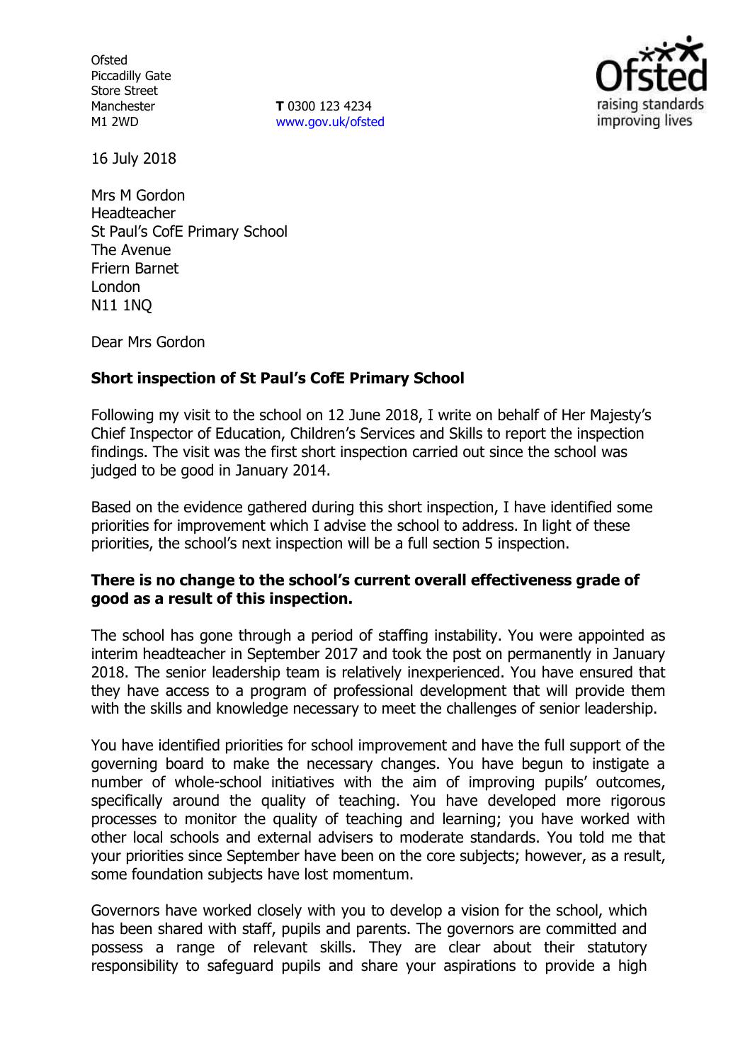Ofsted
Piccadilly Gate
Store Street
Manchester
M1 2WD

**T** 0300 123 4234
www.gov.uk/ofsted

16 July 2018

Mrs M Gordon
Headteacher
St Paul's CofE Primary School
The Avenue
Friern Barnet
London
N11 1NQ

Dear Mrs Gordon

**Short inspection of St Paul's CofE Primary School**

Following my visit to the school on 12 June 2018, I write on behalf of Her Majesty's Chief Inspector of Education, Children's Services and Skills to report the inspection findings. The visit was the first short inspection carried out since the school was judged to be good in January 2014.

Based on the evidence gathered during this short inspection, I have identified some priorities for improvement which I advise the school to address. In light of these priorities, the school's next inspection will be a full section 5 inspection.

**There is no change to the school's current overall effectiveness grade of good as a result of this inspection.**

The school has gone through a period of staffing instability. You were appointed as interim headteacher in September 2017 and took the post on permanently in January 2018. The senior leadership team is relatively inexperienced. You have ensured that they have access to a program of professional development that will provide them with the skills and knowledge necessary to meet the challenges of senior leadership.

You have identified priorities for school improvement and have the full support of the governing board to make the necessary changes. You have begun to instigate a number of whole-school initiatives with the aim of improving pupils' outcomes, specifically around the quality of teaching. You have developed more rigorous processes to monitor the quality of teaching and learning; you have worked with other local schools and external advisers to moderate standards. You told me that your priorities since September have been on the core subjects; however, as a result, some foundation subjects have lost momentum.

Governors have worked closely with you to develop a vision for the school, which has been shared with staff, pupils and parents. The governors are committed and possess a range of relevant skills. They are clear about their statutory responsibility to safeguard pupils and share your aspirations to provide a high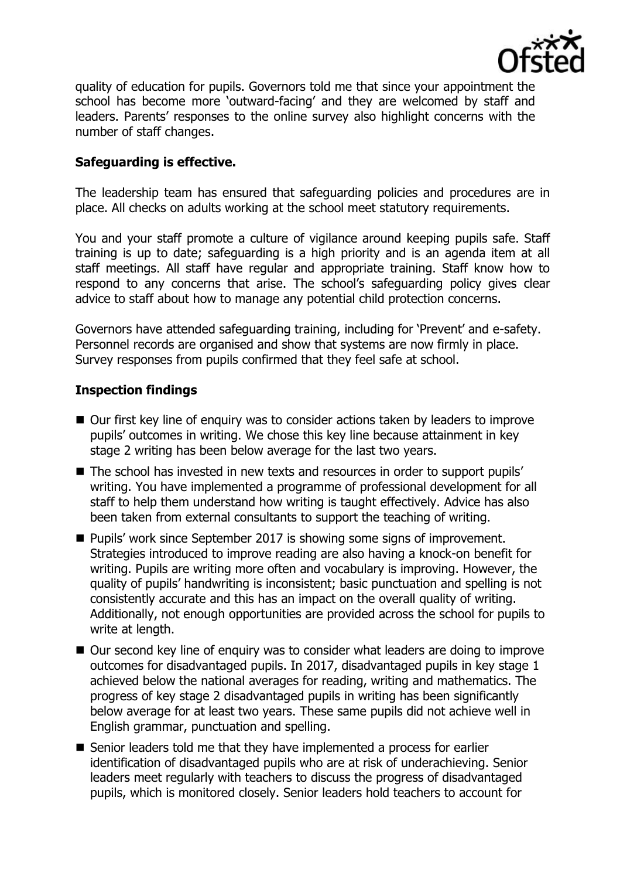quality of education for pupils. Governors told me that since your appointment the school has become more 'outward-facing' and they are welcomed by staff and leaders. Parents' responses to the online survey also highlight concerns with the number of staff changes.

### Safeguarding is effective.

The leadership team has ensured that safeguarding policies and procedures are in place. All checks on adults working at the school meet statutory requirements.

You and your staff promote a culture of vigilance around keeping pupils safe. Staff training is up to date; safeguarding is a high priority and is an agenda item at all staff meetings. All staff have regular and appropriate training. Staff know how to respond to any concerns that arise. The school's safeguarding policy gives clear advice to staff about how to manage any potential child protection concerns.

Governors have attended safeguarding training, including for 'Prevent' and e-safety. Personnel records are organised and show that systems are now firmly in place. Survey responses from pupils confirmed that they feel safe at school.

### Inspection findings

- Our first key line of enquiry was to consider actions taken by leaders to improve pupils' outcomes in writing. We chose this key line because attainment in key stage 2 writing has been below average for the last two years.
- The school has invested in new texts and resources in order to support pupils' writing. You have implemented a programme of professional development for all staff to help them understand how writing is taught effectively. Advice has also been taken from external consultants to support the teaching of writing.
- Pupils' work since September 2017 is showing some signs of improvement. Strategies introduced to improve reading are also having a knock-on benefit for writing. Pupils are writing more often and vocabulary is improving. However, the quality of pupils' handwriting is inconsistent; basic punctuation and spelling is not consistently accurate and this has an impact on the overall quality of writing. Additionally, not enough opportunities are provided across the school for pupils to write at length.
- Our second key line of enquiry was to consider what leaders are doing to improve outcomes for disadvantaged pupils. In 2017, disadvantaged pupils in key stage 1 achieved below the national averages for reading, writing and mathematics. The progress of key stage 2 disadvantaged pupils in writing has been significantly below average for at least two years. These same pupils did not achieve well in English grammar, punctuation and spelling.
- Senior leaders told me that they have implemented a process for earlier identification of disadvantaged pupils who are at risk of underachieving. Senior leaders meet regularly with teachers to discuss the progress of disadvantaged pupils, which is monitored closely. Senior leaders hold teachers to account for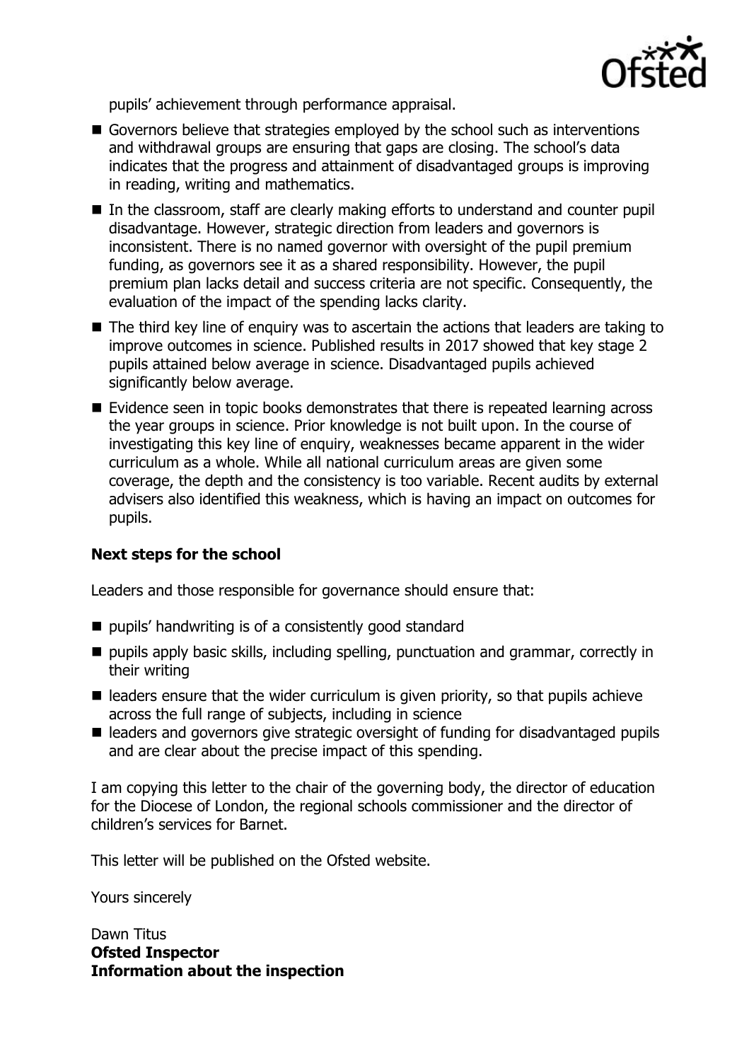pupils' achievement through performance appraisal.

- Governors believe that strategies employed by the school such as interventions and withdrawal groups are ensuring that gaps are closing. The school's data indicates that the progress and attainment of disadvantaged groups is improving in reading, writing and mathematics.
- In the classroom, staff are clearly making efforts to understand and counter pupil disadvantage. However, strategic direction from leaders and governors is inconsistent. There is no named governor with oversight of the pupil premium funding, as governors see it as a shared responsibility. However, the pupil premium plan lacks detail and success criteria are not specific. Consequently, the evaluation of the impact of the spending lacks clarity.
- The third key line of enquiry was to ascertain the actions that leaders are taking to improve outcomes in science. Published results in 2017 showed that key stage 2 pupils attained below average in science. Disadvantaged pupils achieved significantly below average.
- Evidence seen in topic books demonstrates that there is repeated learning across the year groups in science. Prior knowledge is not built upon. In the course of investigating this key line of enquiry, weaknesses became apparent in the wider curriculum as a whole. While all national curriculum areas are given some coverage, the depth and the consistency is too variable. Recent audits by external advisers also identified this weakness, which is having an impact on outcomes for pupils.

**Next steps for the school**

Leaders and those responsible for governance should ensure that:

- pupils' handwriting is of a consistently good standard
- pupils apply basic skills, including spelling, punctuation and grammar, correctly in their writing
- leaders ensure that the wider curriculum is given priority, so that pupils achieve across the full range of subjects, including in science
- leaders and governors give strategic oversight of funding for disadvantaged pupils and are clear about the precise impact of this spending.

I am copying this letter to the chair of the governing body, the director of education for the Diocese of London, the regional schools commissioner and the director of children's services for Barnet.

This letter will be published on the Ofsted website.

Yours sincerely

Dawn Titus
**Ofsted Inspector**
**Information about the inspection**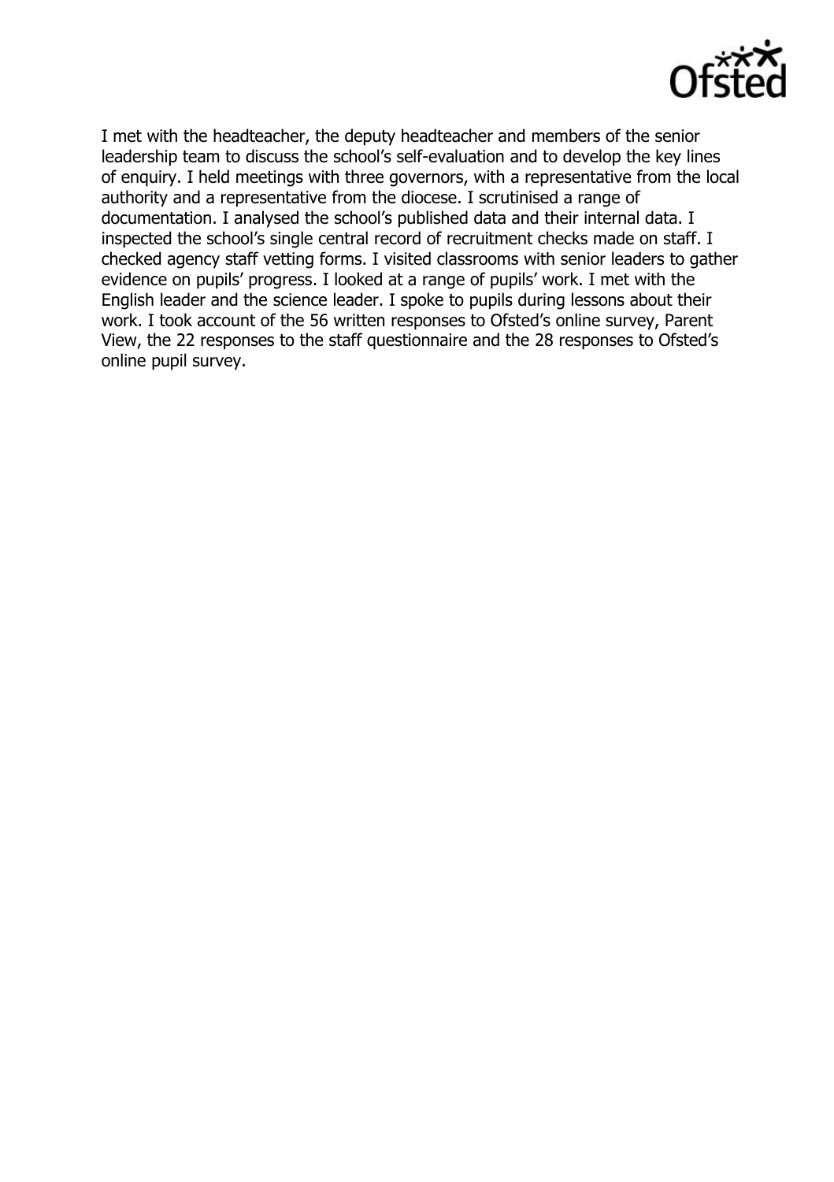I met with the headteacher, the deputy headteacher and members of the senior leadership team to discuss the school's self-evaluation and to develop the key lines of enquiry. I held meetings with three governors, with a representative from the local authority and a representative from the diocese. I scrutinised a range of documentation. I analysed the school's published data and their internal data. I inspected the school's single central record of recruitment checks made on staff. I checked agency staff vetting forms. I visited classrooms with senior leaders to gather evidence on pupils' progress. I looked at a range of pupils' work. I met with the English leader and the science leader. I spoke to pupils during lessons about their work. I took account of the 56 written responses to Ofsted's online survey, Parent View, the 22 responses to the staff questionnaire and the 28 responses to Ofsted's online pupil survey.